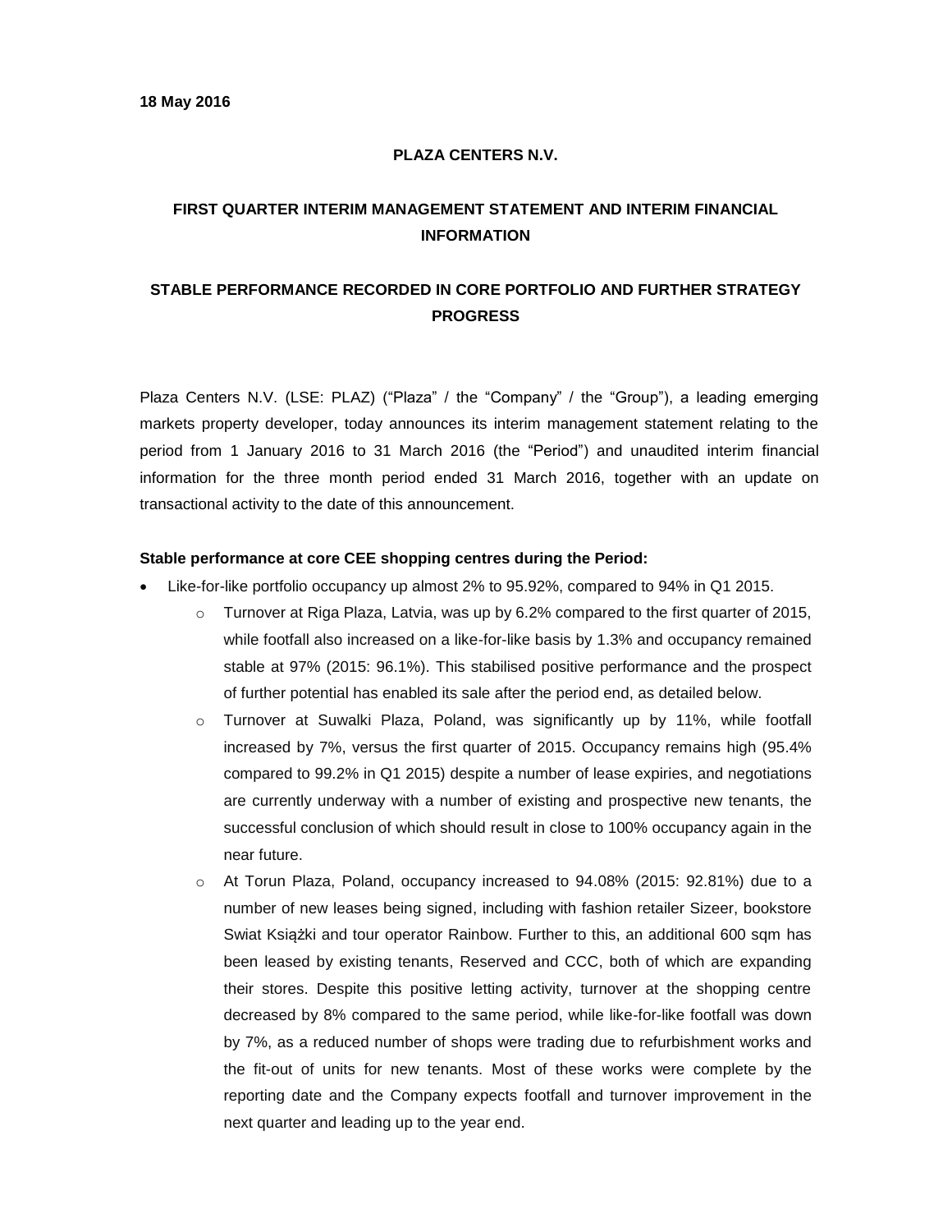**18 May 2016**

# PLAZA CENTERS N.V.

## FIRST QUARTER INTERIM MANAGEMENT STATEMENT AND INTERIM FINANCIAL INFORMATION

## STABLE PERFORMANCE RECORDED IN CORE PORTFOLIO AND FURTHER STRATEGY PROGRESS

Plaza Centers N.V. (LSE: PLAZ) ("Plaza" / the "Company" / the "Group"), a leading emerging markets property developer, today announces its interim management statement relating to the period from 1 January 2016 to 31 March 2016 (the "Period") and unaudited interim financial information for the three month period ended 31 March 2016, together with an update on transactional activity to the date of this announcement.

**Stable performance at core CEE shopping centres during the Period:**

- Like-for-like portfolio occupancy up almost 2% to 95.92%, compared to 94% in Q1 2015.
    - Turnover at Riga Plaza, Latvia, was up by 6.2% compared to the first quarter of 2015, while footfall also increased on a like-for-like basis by 1.3% and occupancy remained stable at 97% (2015: 96.1%). This stabilised positive performance and the prospect of further potential has enabled its sale after the period end, as detailed below.
    - Turnover at Suwalki Plaza, Poland, was significantly up by 11%, while footfall increased by 7%, versus the first quarter of 2015. Occupancy remains high (95.4% compared to 99.2% in Q1 2015) despite a number of lease expiries, and negotiations are currently underway with a number of existing and prospective new tenants, the successful conclusion of which should result in close to 100% occupancy again in the near future.
    - At Torun Plaza, Poland, occupancy increased to 94.08% (2015: 92.81%) due to a number of new leases being signed, including with fashion retailer Sizeer, bookstore Swiat Książki and tour operator Rainbow. Further to this, an additional 600 sqm has been leased by existing tenants, Reserved and CCC, both of which are expanding their stores. Despite this positive letting activity, turnover at the shopping centre decreased by 8% compared to the same period, while like-for-like footfall was down by 7%, as a reduced number of shops were trading due to refurbishment works and the fit-out of units for new tenants. Most of these works were complete by the reporting date and the Company expects footfall and turnover improvement in the next quarter and leading up to the year end.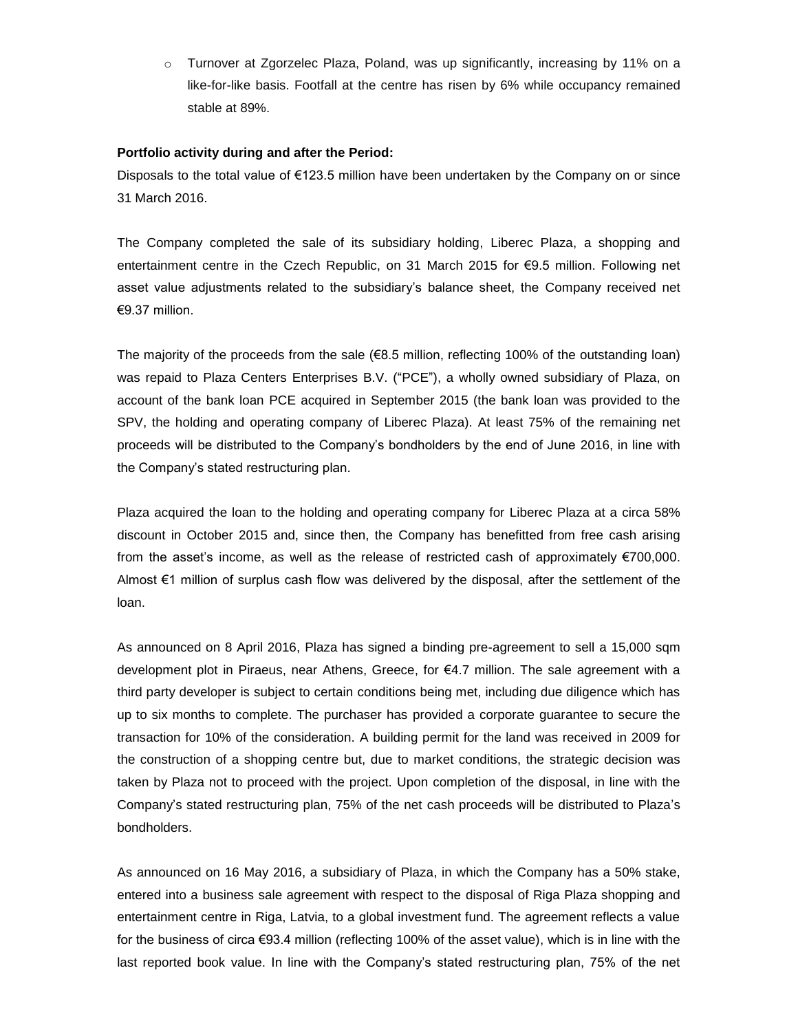- Turnover at Zgorzelec Plaza, Poland, was up significantly, increasing by 11% on a like-for-like basis. Footfall at the centre has risen by 6% while occupancy remained stable at 89%.

**Portfolio activity during and after the Period:**

Disposals to the total value of €123.5 million have been undertaken by the Company on or since 31 March 2016.

The Company completed the sale of its subsidiary holding, Liberec Plaza, a shopping and entertainment centre in the Czech Republic, on 31 March 2015 for €9.5 million. Following net asset value adjustments related to the subsidiary's balance sheet, the Company received net €9.37 million.

The majority of the proceeds from the sale (€8.5 million, reflecting 100% of the outstanding loan) was repaid to Plaza Centers Enterprises B.V. ("PCE"), a wholly owned subsidiary of Plaza, on account of the bank loan PCE acquired in September 2015 (the bank loan was provided to the SPV, the holding and operating company of Liberec Plaza). At least 75% of the remaining net proceeds will be distributed to the Company's bondholders by the end of June 2016, in line with the Company's stated restructuring plan.

Plaza acquired the loan to the holding and operating company for Liberec Plaza at a circa 58% discount in October 2015 and, since then, the Company has benefitted from free cash arising from the asset's income, as well as the release of restricted cash of approximately €700,000. Almost €1 million of surplus cash flow was delivered by the disposal, after the settlement of the loan.

As announced on 8 April 2016, Plaza has signed a binding pre-agreement to sell a 15,000 sqm development plot in Piraeus, near Athens, Greece, for €4.7 million. The sale agreement with a third party developer is subject to certain conditions being met, including due diligence which has up to six months to complete. The purchaser has provided a corporate guarantee to secure the transaction for 10% of the consideration. A building permit for the land was received in 2009 for the construction of a shopping centre but, due to market conditions, the strategic decision was taken by Plaza not to proceed with the project. Upon completion of the disposal, in line with the Company's stated restructuring plan, 75% of the net cash proceeds will be distributed to Plaza's bondholders.

As announced on 16 May 2016, a subsidiary of Plaza, in which the Company has a 50% stake, entered into a business sale agreement with respect to the disposal of Riga Plaza shopping and entertainment centre in Riga, Latvia, to a global investment fund. The agreement reflects a value for the business of circa €93.4 million (reflecting 100% of the asset value), which is in line with the last reported book value. In line with the Company's stated restructuring plan, 75% of the net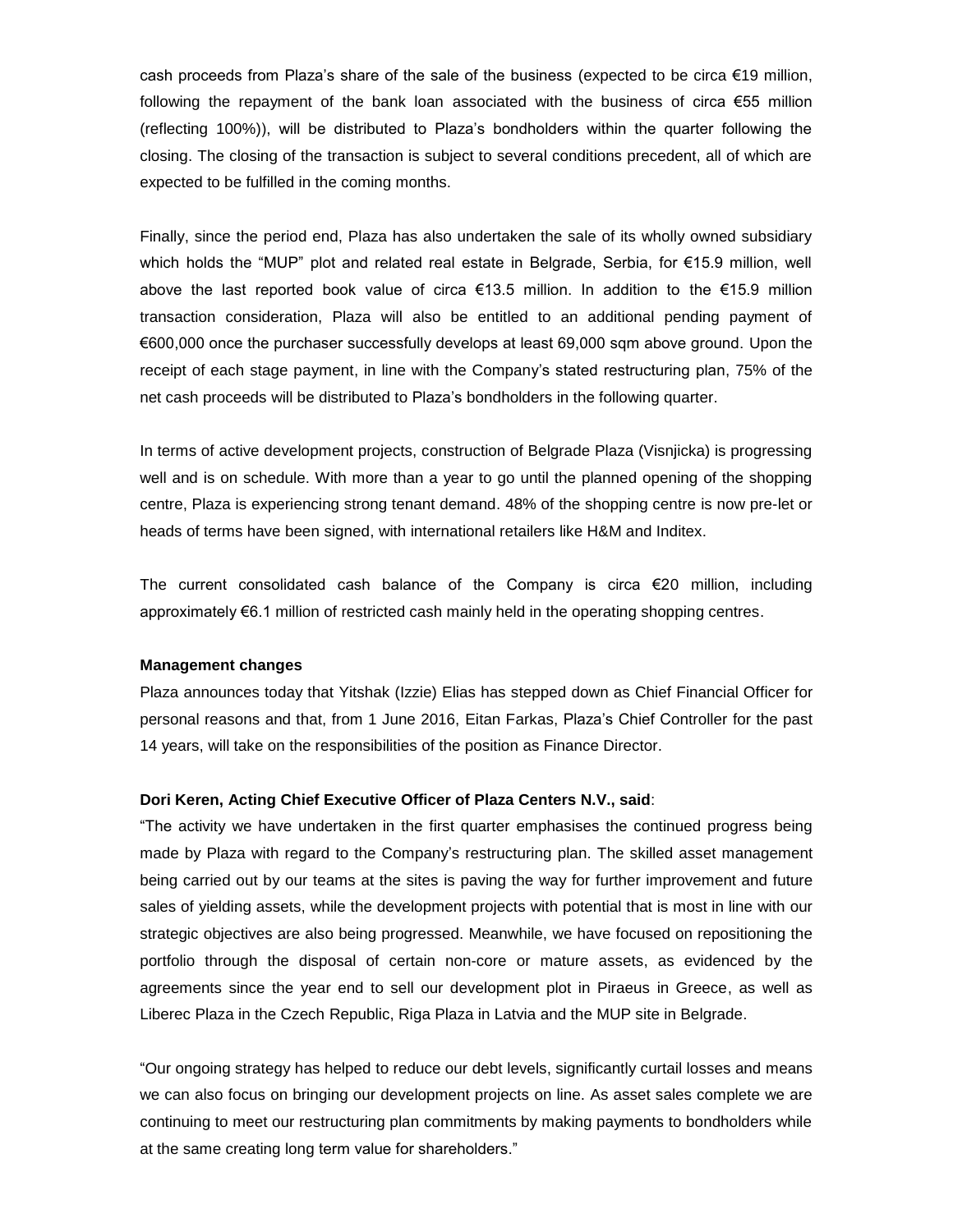cash proceeds from Plaza's share of the sale of the business (expected to be circa €19 million, following the repayment of the bank loan associated with the business of circa €55 million (reflecting 100%)), will be distributed to Plaza's bondholders within the quarter following the closing. The closing of the transaction is subject to several conditions precedent, all of which are expected to be fulfilled in the coming months.

Finally, since the period end, Plaza has also undertaken the sale of its wholly owned subsidiary which holds the "MUP" plot and related real estate in Belgrade, Serbia, for €15.9 million, well above the last reported book value of circa €13.5 million. In addition to the €15.9 million transaction consideration, Plaza will also be entitled to an additional pending payment of €600,000 once the purchaser successfully develops at least 69,000 sqm above ground. Upon the receipt of each stage payment, in line with the Company's stated restructuring plan, 75% of the net cash proceeds will be distributed to Plaza's bondholders in the following quarter.

In terms of active development projects, construction of Belgrade Plaza (Visnjicka) is progressing well and is on schedule. With more than a year to go until the planned opening of the shopping centre, Plaza is experiencing strong tenant demand. 48% of the shopping centre is now pre-let or heads of terms have been signed, with international retailers like H&M and Inditex.

The current consolidated cash balance of the Company is circa €20 million, including approximately €6.1 million of restricted cash mainly held in the operating shopping centres.

**Management changes**

Plaza announces today that Yitshak (Izzie) Elias has stepped down as Chief Financial Officer for personal reasons and that, from 1 June 2016, Eitan Farkas, Plaza's Chief Controller for the past 14 years, will take on the responsibilities of the position as Finance Director.

**Dori Keren, Acting Chief Executive Officer of Plaza Centers N.V., said**:

"The activity we have undertaken in the first quarter emphasises the continued progress being made by Plaza with regard to the Company's restructuring plan. The skilled asset management being carried out by our teams at the sites is paving the way for further improvement and future sales of yielding assets, while the development projects with potential that is most in line with our strategic objectives are also being progressed. Meanwhile, we have focused on repositioning the portfolio through the disposal of certain non-core or mature assets, as evidenced by the agreements since the year end to sell our development plot in Piraeus in Greece, as well as Liberec Plaza in the Czech Republic, Riga Plaza in Latvia and the MUP site in Belgrade.

"Our ongoing strategy has helped to reduce our debt levels, significantly curtail losses and means we can also focus on bringing our development projects on line. As asset sales complete we are continuing to meet our restructuring plan commitments by making payments to bondholders while at the same creating long term value for shareholders."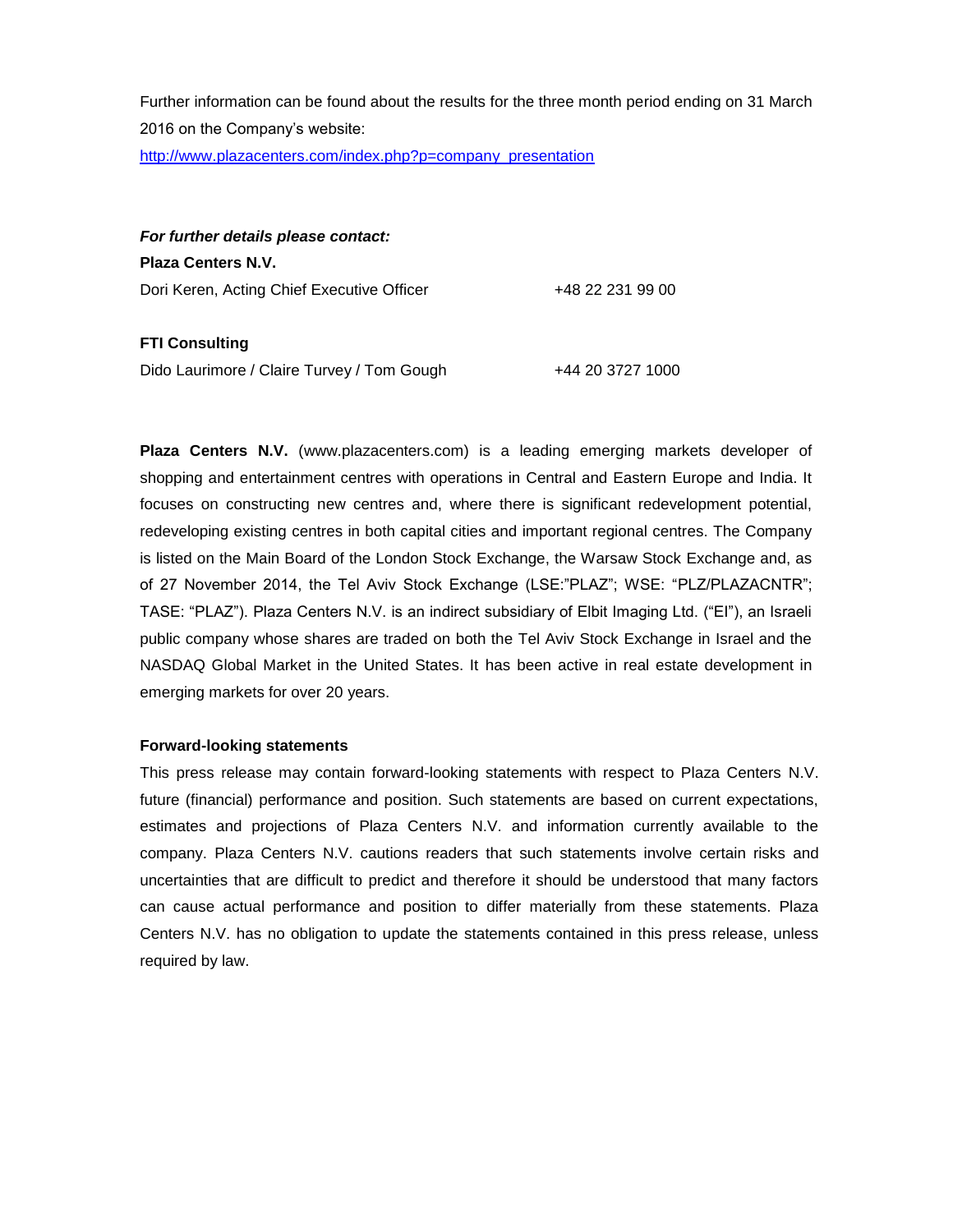Further information can be found about the results for the three month period ending on 31 March 2016 on the Company's website:

[http://www.plazacenters.com/index.php?p=company_presentation](http://www.plazacenters.com/index.php?p=company_presentation)

***For further details please contact:***

**Plaza Centers N.V.**

| | |
|---|---|
| Dori Keren, Acting Chief Executive Officer | +48 22 231 99 00 |

**FTI Consulting**

| | |
|---|---|
| Dido Laurimore / Claire Turvey / Tom Gough | +44 20 3727 1000 |

**Plaza Centers N.V.** (www.plazacenters.com) is a leading emerging markets developer of shopping and entertainment centres with operations in Central and Eastern Europe and India. It focuses on constructing new centres and, where there is significant redevelopment potential, redeveloping existing centres in both capital cities and important regional centres. The Company is listed on the Main Board of the London Stock Exchange, the Warsaw Stock Exchange and, as of 27 November 2014, the Tel Aviv Stock Exchange (LSE:"PLAZ"; WSE: "PLZ/PLAZACNTR"; TASE: "PLAZ"). Plaza Centers N.V. is an indirect subsidiary of Elbit Imaging Ltd. ("EI"), an Israeli public company whose shares are traded on both the Tel Aviv Stock Exchange in Israel and the NASDAQ Global Market in the United States. It has been active in real estate development in emerging markets for over 20 years.

**Forward-looking statements**

This press release may contain forward-looking statements with respect to Plaza Centers N.V. future (financial) performance and position. Such statements are based on current expectations, estimates and projections of Plaza Centers N.V. and information currently available to the company. Plaza Centers N.V. cautions readers that such statements involve certain risks and uncertainties that are difficult to predict and therefore it should be understood that many factors can cause actual performance and position to differ materially from these statements. Plaza Centers N.V. has no obligation to update the statements contained in this press release, unless required by law.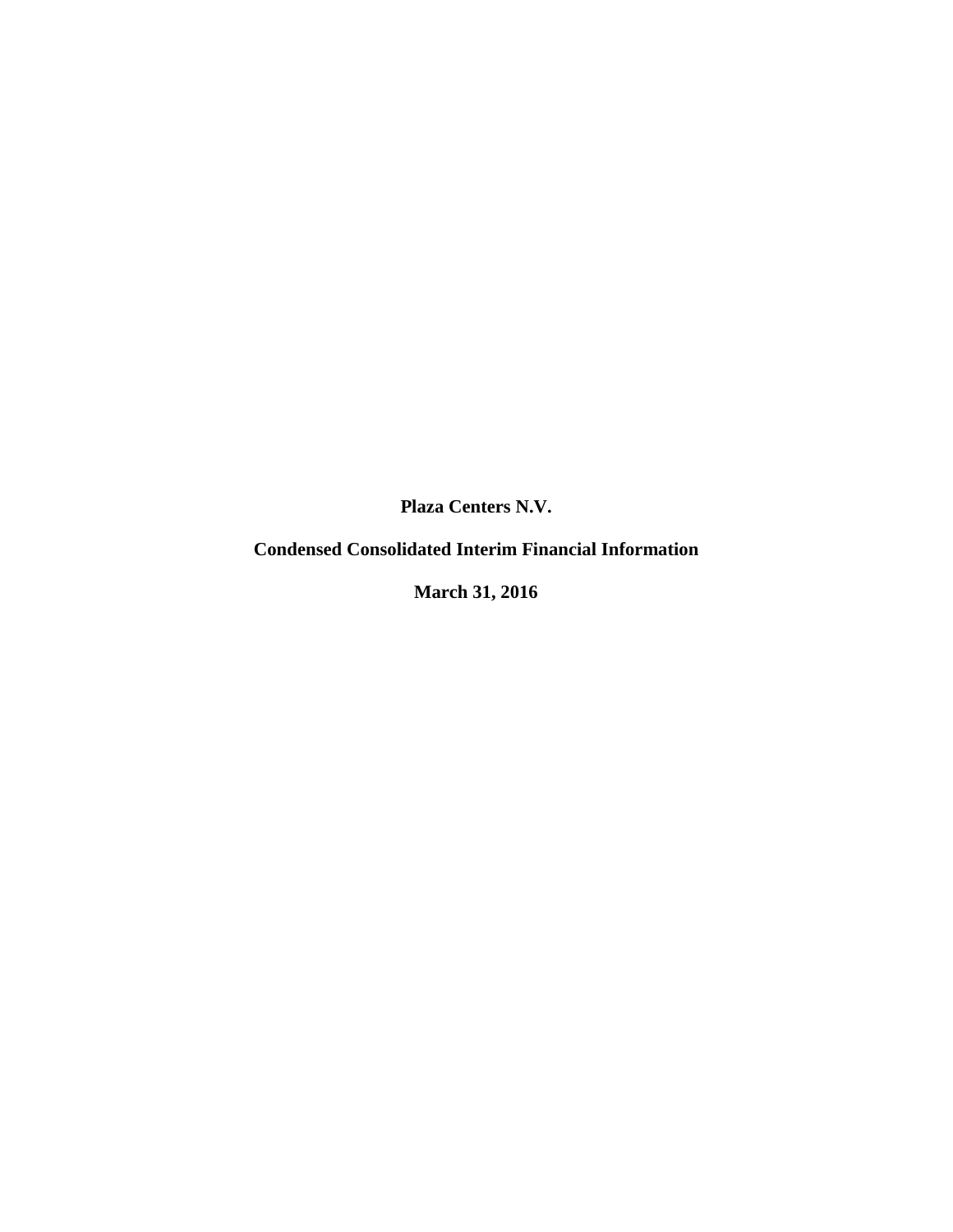**Plaza Centers N.V.**

**Condensed Consolidated Interim Financial Information**

**March 31, 2016**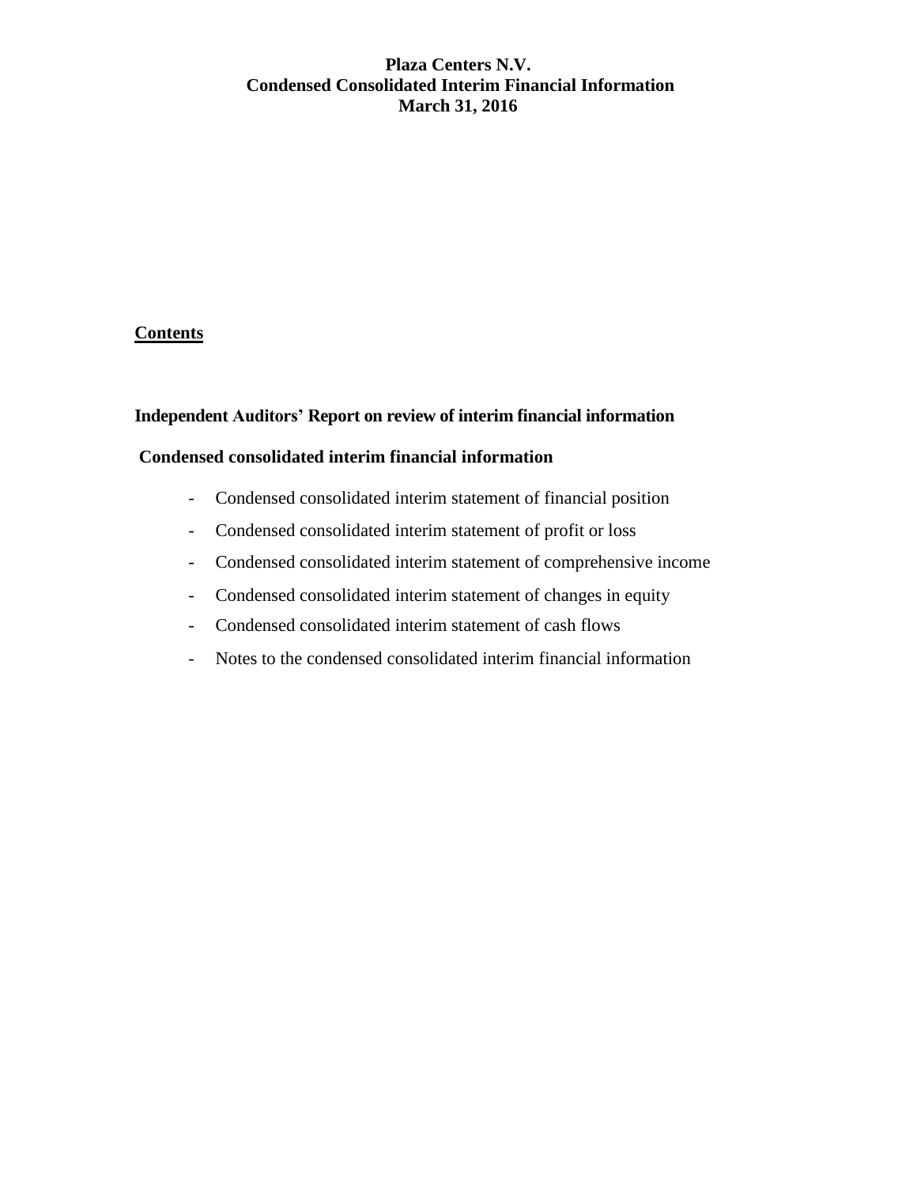**Plaza Centers N.V.**
**Condensed Consolidated Interim Financial Information**
**March 31, 2016**

**Contents**

**Independent Auditors' Report on review of interim financial information**

**Condensed consolidated interim financial information**

- Condensed consolidated interim statement of financial position
- Condensed consolidated interim statement of profit or loss
- Condensed consolidated interim statement of comprehensive income
- Condensed consolidated interim statement of changes in equity
- Condensed consolidated interim statement of cash flows
- Notes to the condensed consolidated interim financial information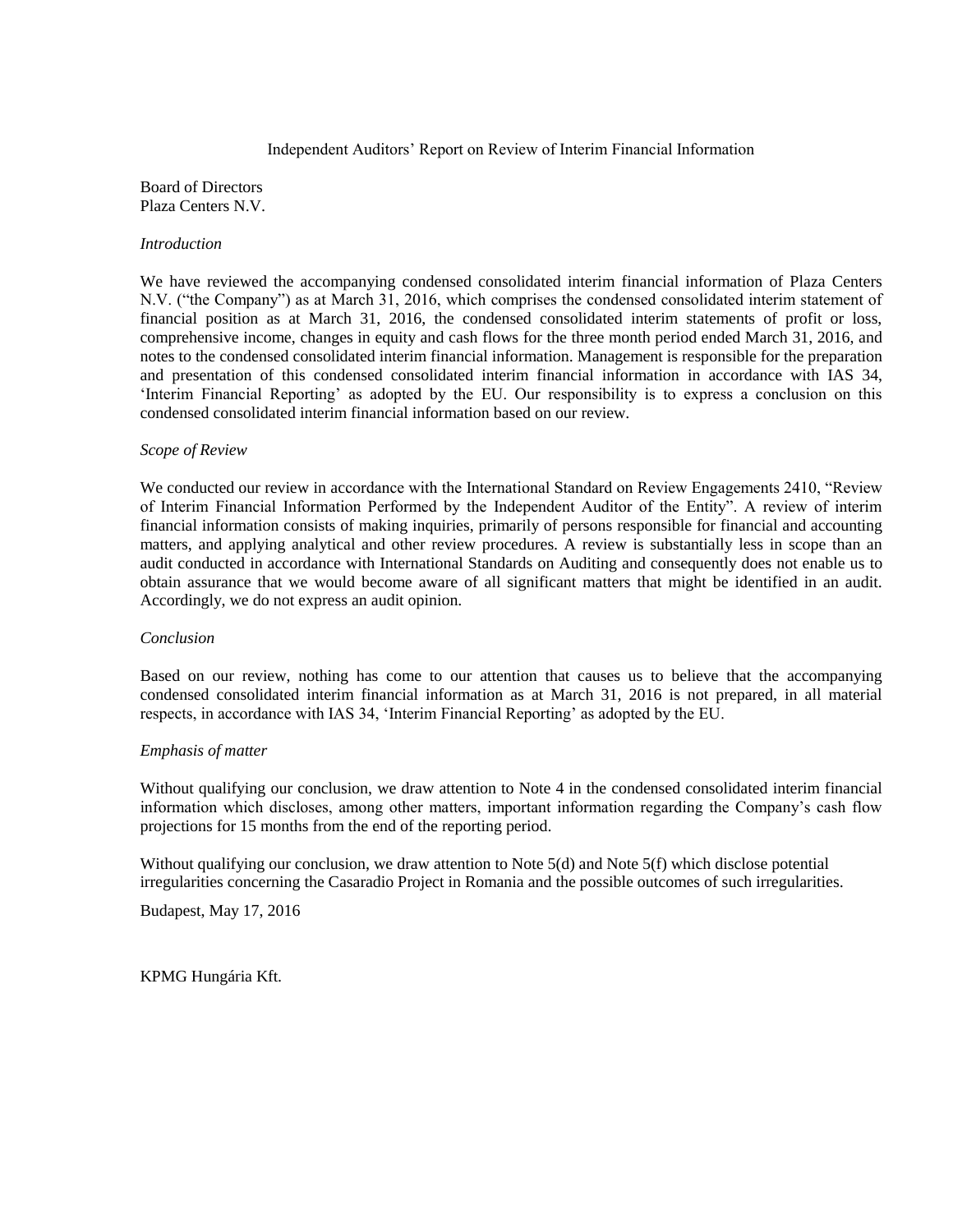# Independent Auditors' Report on Review of Interim Financial Information

Board of Directors
Plaza Centers N.V.

*Introduction*

We have reviewed the accompanying condensed consolidated interim financial information of Plaza Centers N.V. ("the Company") as at March 31, 2016, which comprises the condensed consolidated interim statement of financial position as at March 31, 2016, the condensed consolidated interim statements of profit or loss, comprehensive income, changes in equity and cash flows for the three month period ended March 31, 2016, and notes to the condensed consolidated interim financial information. Management is responsible for the preparation and presentation of this condensed consolidated interim financial information in accordance with IAS 34, 'Interim Financial Reporting' as adopted by the EU. Our responsibility is to express a conclusion on this condensed consolidated interim financial information based on our review.

*Scope of Review*

We conducted our review in accordance with the International Standard on Review Engagements 2410, "Review of Interim Financial Information Performed by the Independent Auditor of the Entity". A review of interim financial information consists of making inquiries, primarily of persons responsible for financial and accounting matters, and applying analytical and other review procedures. A review is substantially less in scope than an audit conducted in accordance with International Standards on Auditing and consequently does not enable us to obtain assurance that we would become aware of all significant matters that might be identified in an audit. Accordingly, we do not express an audit opinion.

*Conclusion*

Based on our review, nothing has come to our attention that causes us to believe that the accompanying condensed consolidated interim financial information as at March 31, 2016 is not prepared, in all material respects, in accordance with IAS 34, 'Interim Financial Reporting' as adopted by the EU.

*Emphasis of matter*

Without qualifying our conclusion, we draw attention to Note 4 in the condensed consolidated interim financial information which discloses, among other matters, important information regarding the Company's cash flow projections for 15 months from the end of the reporting period.

Without qualifying our conclusion, we draw attention to Note 5(d) and Note 5(f) which disclose potential irregularities concerning the Casaradio Project in Romania and the possible outcomes of such irregularities.

Budapest, May 17, 2016

KPMG Hungária Kft.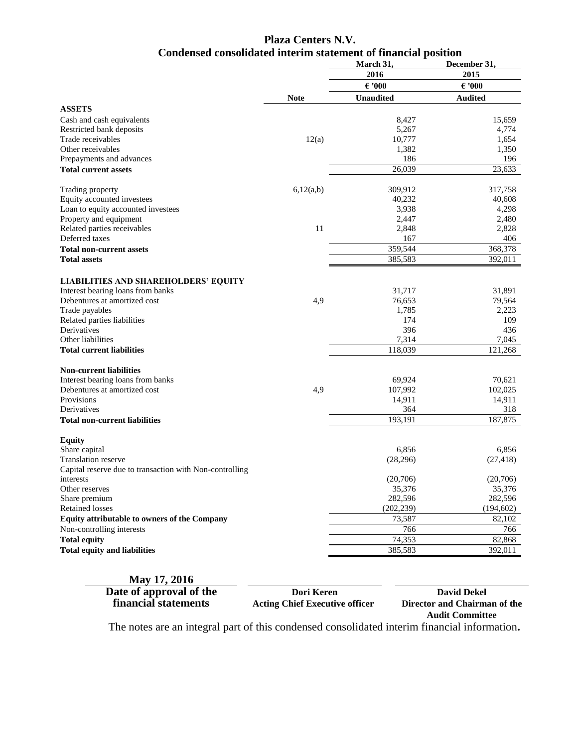# Plaza Centers N.V.

## Condensed consolidated interim statement of financial position

| | Note | March 31, 2016 | December 31, 2015 |
|---|---|---|---|
| | | € '000 | € '000 |
| | | Unaudited | Audited |
| **ASSETS** | | | |
| Cash and cash equivalents | | 8,427 | 15,659 |
| Restricted bank deposits | | 5,267 | 4,774 |
| Trade receivables | 12(a) | 10,777 | 1,654 |
| Other receivables | | 1,382 | 1,350 |
| Prepayments and advances | | 186 | 196 |
| **Total current assets** | | 26,039 | 23,633 |
| Trading property | 6,12(a,b) | 309,912 | 317,758 |
| Equity accounted investees | | 40,232 | 40,608 |
| Loan to equity accounted investees | | 3,938 | 4,298 |
| Property and equipment | | 2,447 | 2,480 |
| Related parties receivables | 11 | 2,848 | 2,828 |
| Deferred taxes | | 167 | 406 |
| **Total non-current assets** | | 359,544 | 368,378 |
| **Total assets** | | 385,583 | 392,011 |
| **LIABILITIES AND SHAREHOLDERS' EQUITY** | | | |
| Interest bearing loans from banks | | 31,717 | 31,891 |
| Debentures at amortized cost | 4,9 | 76,653 | 79,564 |
| Trade payables | | 1,785 | 2,223 |
| Related parties liabilities | | 174 | 109 |
| Derivatives | | 396 | 436 |
| Other liabilities | | 7,314 | 7,045 |
| **Total current liabilities** | | 118,039 | 121,268 |
| **Non-current liabilities** | | | |
| Interest bearing loans from banks | | 69,924 | 70,621 |
| Debentures at amortized cost | 4,9 | 107,992 | 102,025 |
| Provisions | | 14,911 | 14,911 |
| Derivatives | | 364 | 318 |
| **Total non-current liabilities** | | 193,191 | 187,875 |
| **Equity** | | | |
| Share capital | | 6,856 | 6,856 |
| Translation reserve | | (28,296) | (27,418) |
| Capital reserve due to transaction with Non-controlling interests | | (20,706) | (20,706) |
| Other reserves | | 35,376 | 35,376 |
| Share premium | | 282,596 | 282,596 |
| Retained losses | | (202,239) | (194,602) |
| **Equity attributable to owners of the Company** | | 73,587 | 82,102 |
| Non-controlling interests | | 766 | 766 |
| **Total equity** | | 74,353 | 82,868 |
| **Total equity and liabilities** | | 385,583 | 392,011 |

| May 17, 2016 | | |
|---|---|---|
| **Date of approval of the financial statements** | **Dori Keren** **Acting Chief Executive officer** | **David Dekel** **Director and Chairman of the Audit Committee** |

The notes are an integral part of this condensed consolidated interim financial information**.**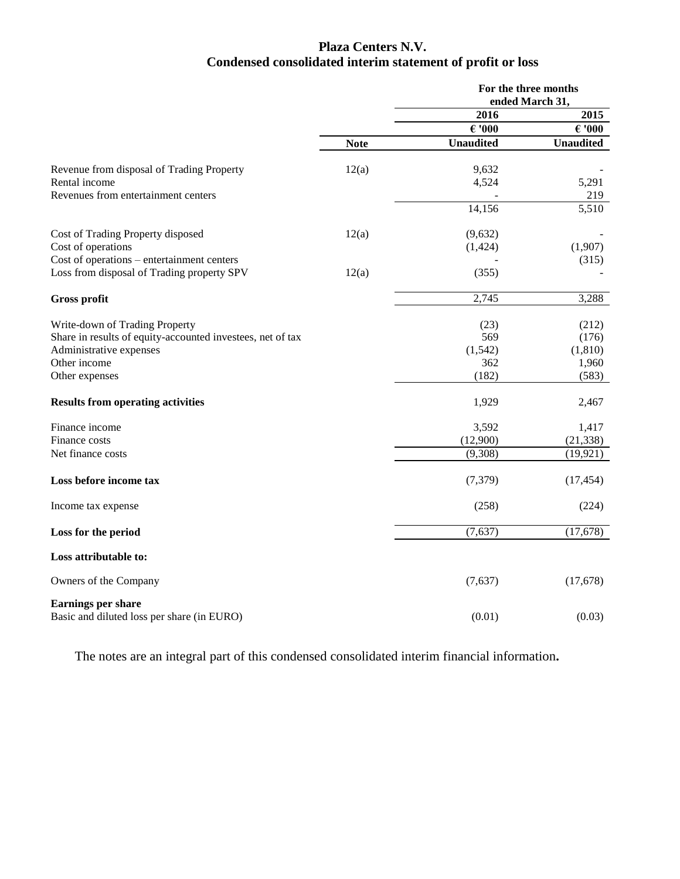# Plaza Centers N.V.
## Condensed consolidated interim statement of profit or loss

| | Note | For the three months ended March 31, 2016 | For the three months ended March 31, 2015 |
|---|---|---|---|
| | | € '000 | € '000 |
| | | Unaudited | Unaudited |
| Revenue from disposal of Trading Property | 12(a) | 9,632 | - |
| Rental income | | 4,524 | 5,291 |
| Revenues from entertainment centers | | - | 219 |
| | | 14,156 | 5,510 |
| Cost of Trading Property disposed | 12(a) | (9,632) | - |
| Cost of operations | | (1,424) | (1,907) |
| Cost of operations – entertainment centers | | - | (315) |
| Loss from disposal of Trading property SPV | 12(a) | (355) | - |
| **Gross profit** | | 2,745 | 3,288 |
| Write-down of Trading Property | | (23) | (212) |
| Share in results of equity-accounted investees, net of tax | | 569 | (176) |
| Administrative expenses | | (1,542) | (1,810) |
| Other income | | 362 | 1,960 |
| Other expenses | | (182) | (583) |
| **Results from operating activities** | | 1,929 | 2,467 |
| Finance income | | 3,592 | 1,417 |
| Finance costs | | (12,900) | (21,338) |
| Net finance costs | | (9,308) | (19,921) |
| **Loss before income tax** | | (7,379) | (17,454) |
| Income tax expense | | (258) | (224) |
| **Loss for the period** | | (7,637) | (17,678) |
| **Loss attributable to:** | | | |
| Owners of the Company | | (7,637) | (17,678) |
| **Earnings per share** | | | |
| Basic and diluted loss per share (in EURO) | | (0.01) | (0.03) |

The notes are an integral part of this condensed consolidated interim financial information**.**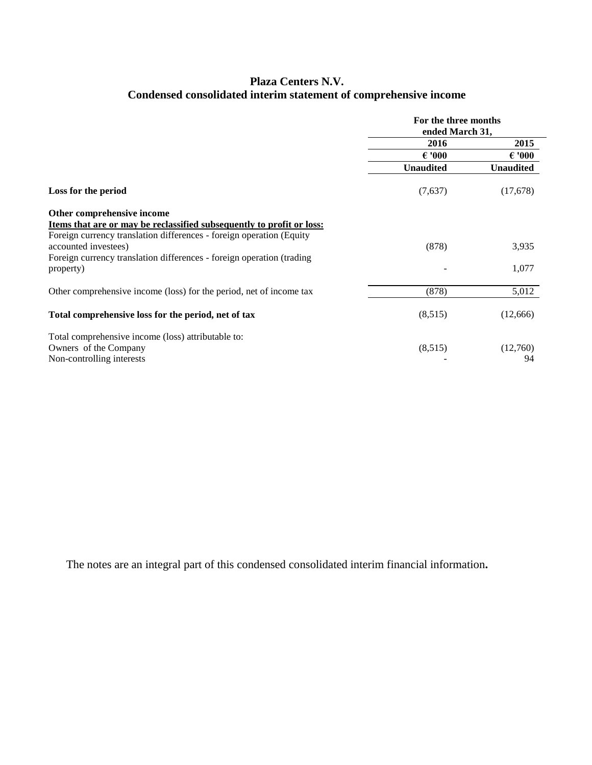# Plaza Centers N.V.

## Condensed consolidated interim statement of comprehensive income

| | For the three months ended March 31, | |
|---|---|---|
| | 2016 | 2015 |
| | € '000 | € '000 |
| | Unaudited | Unaudited |
| **Loss for the period** | (7,637) | (17,678) |
| **Other comprehensive income** | | |
| **Items that are or may be reclassified subsequently to profit or loss:** | | |
| Foreign currency translation differences - foreign operation (Equity accounted investees) | (878) | 3,935 |
| Foreign currency translation differences - foreign operation (trading property) | - | 1,077 |
| Other comprehensive income (loss) for the period, net of income tax | (878) | 5,012 |
| **Total comprehensive loss for the period, net of tax** | (8,515) | (12,666) |
| Total comprehensive income (loss) attributable to: | | |
| Owners of the Company | (8,515) | (12,760) |
| Non-controlling interests | - | 94 |

The notes are an integral part of this condensed consolidated interim financial information**.**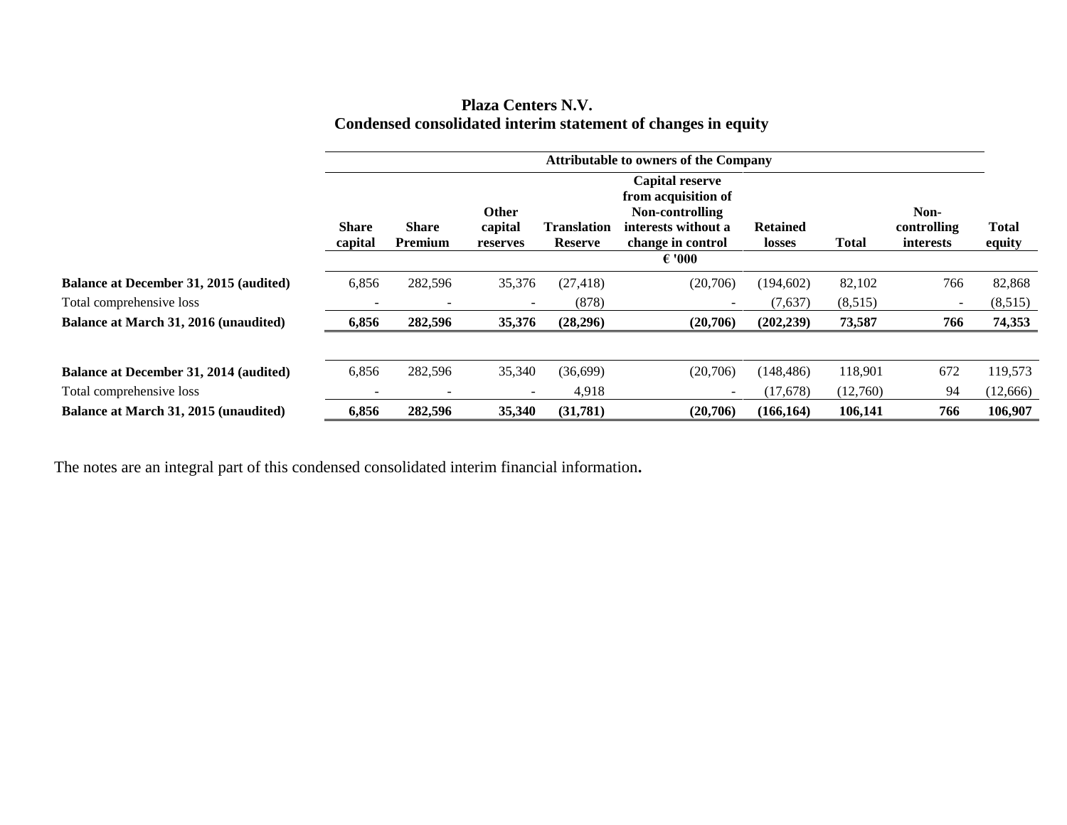# Plaza Centers N.V.

## Condensed consolidated interim statement of changes in equity

| | Attributable to owners of the Company | | | | | | | | |
|---|---|---|---|---|---|---|---|---|---|
| | Share capital | Share Premium | Other capital reserves | Translation Reserve | Capital reserve from acquisition of Non-controlling interests without a change in control | Retained losses | Total | Non-controlling interests | Total equity |
| | € '000 | | | | | | | | |
| **Balance at December 31, 2015 (audited)** | 6,856 | 282,596 | 35,376 | (27,418) | (20,706) | (194,602) | 82,102 | 766 | 82,868 |
| Total comprehensive loss | - | - | - | (878) | - | (7,637) | (8,515) | - | (8,515) |
| **Balance at March 31, 2016 (unaudited)** | **6,856** | **282,596** | **35,376** | **(28,296)** | **(20,706)** | **(202,239)** | **73,587** | **766** | **74,353** |
| | | | | | | | | | |
| **Balance at December 31, 2014 (audited)** | 6,856 | 282,596 | 35,340 | (36,699) | (20,706) | (148,486) | 118,901 | 672 | 119,573 |
| Total comprehensive loss | - | - | - | 4,918 | - | (17,678) | (12,760) | 94 | (12,666) |
| **Balance at March 31, 2015 (unaudited)** | **6,856** | **282,596** | **35,340** | **(31,781)** | **(20,706)** | **(166,164)** | **106,141** | **766** | **106,907** |

The notes are an integral part of this condensed consolidated interim financial information**.**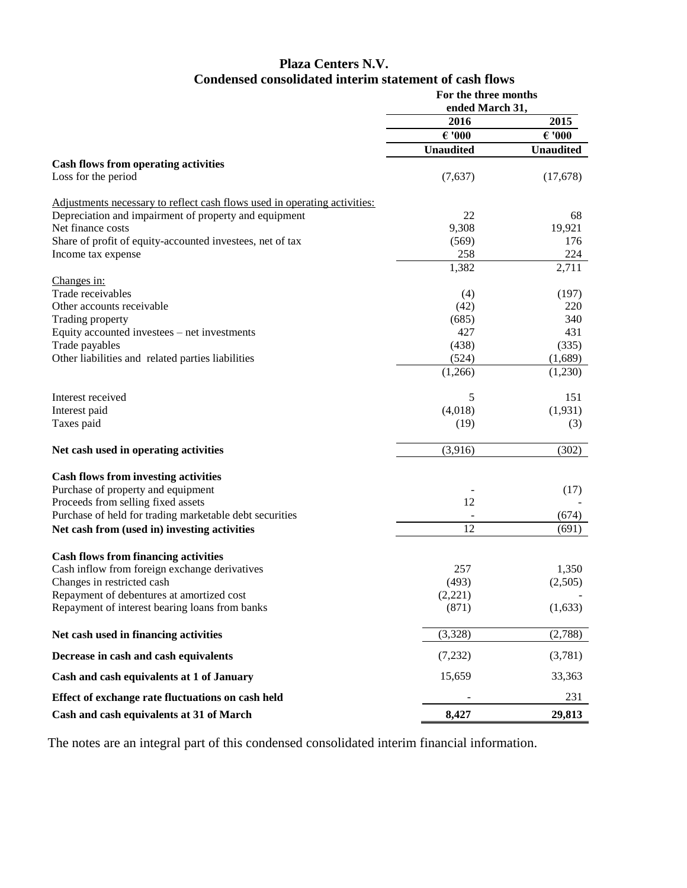# Plaza Centers N.V.
## Condensed consolidated interim statement of cash flows

| | For the three months ended March 31, | |
|---|---|---|
| | 2016 | 2015 |
| | € '000 | € '000 |
| | Unaudited | Unaudited |
| **Cash flows from operating activities** | | |
| Loss for the period | (7,637) | (17,678) |
| | | |
| Adjustments necessary to reflect cash flows used in operating activities: | | |
| Depreciation and impairment of property and equipment | 22 | 68 |
| Net finance costs | 9,308 | 19,921 |
| Share of profit of equity-accounted investees, net of tax | (569) | 176 |
| Income tax expense | 258 | 224 |
| | 1,382 | 2,711 |
| Changes in: | | |
| Trade receivables | (4) | (197) |
| Other accounts receivable | (42) | 220 |
| Trading property | (685) | 340 |
| Equity accounted investees – net investments | 427 | 431 |
| Trade payables | (438) | (335) |
| Other liabilities and related parties liabilities | (524) | (1,689) |
| | (1,266) | (1,230) |
| | | |
| Interest received | 5 | 151 |
| Interest paid | (4,018) | (1,931) |
| Taxes paid | (19) | (3) |
| | | |
| **Net cash used in operating activities** | (3,916) | (302) |
| | | |
| **Cash flows from investing activities** | | |
| Purchase of property and equipment | - | (17) |
| Proceeds from selling fixed assets | 12 | - |
| Purchase of held for trading marketable debt securities | - | (674) |
| **Net cash from (used in) investing activities** | 12 | (691) |
| | | |
| **Cash flows from financing activities** | | |
| Cash inflow from foreign exchange derivatives | 257 | 1,350 |
| Changes in restricted cash | (493) | (2,505) |
| Repayment of debentures at amortized cost | (2,221) | - |
| Repayment of interest bearing loans from banks | (871) | (1,633) |
| | | |
| **Net cash used in financing activities** | (3,328) | (2,788) |
| **Decrease in cash and cash equivalents** | (7,232) | (3,781) |
| **Cash and cash equivalents at 1 of January** | 15,659 | 33,363 |
| **Effect of exchange rate fluctuations on cash held** | - | 231 |
| **Cash and cash equivalents at 31 of March** | **8,427** | **29,813** |

The notes are an integral part of this condensed consolidated interim financial information.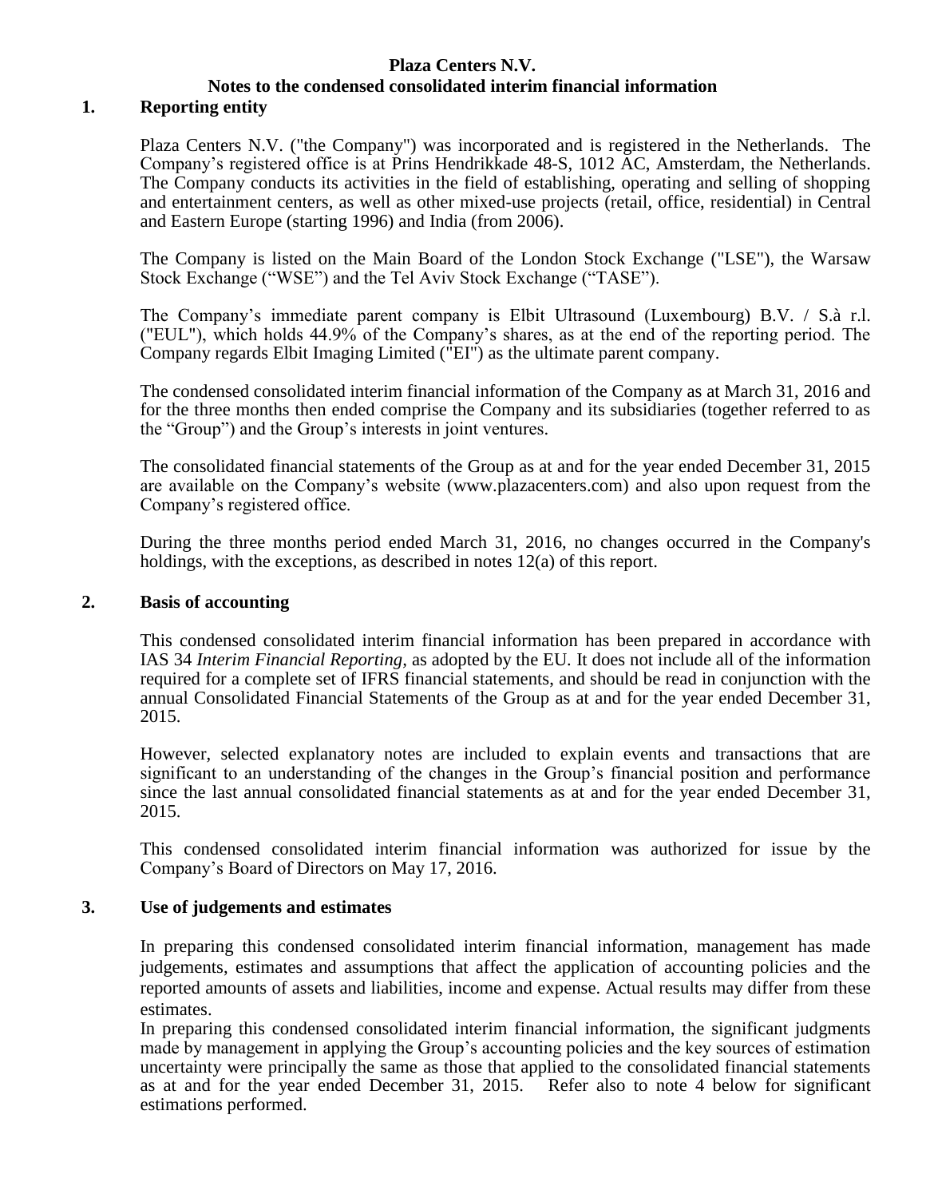**Plaza Centers N.V.**
**Notes to the condensed consolidated interim financial information**

## 1. Reporting entity

Plaza Centers N.V. ("the Company") was incorporated and is registered in the Netherlands. The Company's registered office is at Prins Hendrikkade 48-S, 1012 AC, Amsterdam, the Netherlands. The Company conducts its activities in the field of establishing, operating and selling of shopping and entertainment centers, as well as other mixed-use projects (retail, office, residential) in Central and Eastern Europe (starting 1996) and India (from 2006).

The Company is listed on the Main Board of the London Stock Exchange ("LSE"), the Warsaw Stock Exchange ("WSE") and the Tel Aviv Stock Exchange ("TASE").

The Company's immediate parent company is Elbit Ultrasound (Luxembourg) B.V. / S.à r.l. ("EUL"), which holds 44.9% of the Company's shares, as at the end of the reporting period. The Company regards Elbit Imaging Limited ("EI") as the ultimate parent company.

The condensed consolidated interim financial information of the Company as at March 31, 2016 and for the three months then ended comprise the Company and its subsidiaries (together referred to as the "Group") and the Group's interests in joint ventures.

The consolidated financial statements of the Group as at and for the year ended December 31, 2015 are available on the Company's website (www.plazacenters.com) and also upon request from the Company's registered office.

During the three months period ended March 31, 2016, no changes occurred in the Company's holdings, with the exceptions, as described in notes 12(a) of this report.

## 2. Basis of accounting

This condensed consolidated interim financial information has been prepared in accordance with IAS 34 *Interim Financial Reporting*, as adopted by the EU. It does not include all of the information required for a complete set of IFRS financial statements, and should be read in conjunction with the annual Consolidated Financial Statements of the Group as at and for the year ended December 31, 2015.

However, selected explanatory notes are included to explain events and transactions that are significant to an understanding of the changes in the Group's financial position and performance since the last annual consolidated financial statements as at and for the year ended December 31, 2015.

This condensed consolidated interim financial information was authorized for issue by the Company's Board of Directors on May 17, 2016.

## 3. Use of judgements and estimates

In preparing this condensed consolidated interim financial information, management has made judgements, estimates and assumptions that affect the application of accounting policies and the reported amounts of assets and liabilities, income and expense. Actual results may differ from these estimates.

In preparing this condensed consolidated interim financial information, the significant judgments made by management in applying the Group's accounting policies and the key sources of estimation uncertainty were principally the same as those that applied to the consolidated financial statements as at and for the year ended December 31, 2015. Refer also to note 4 below for significant estimations performed.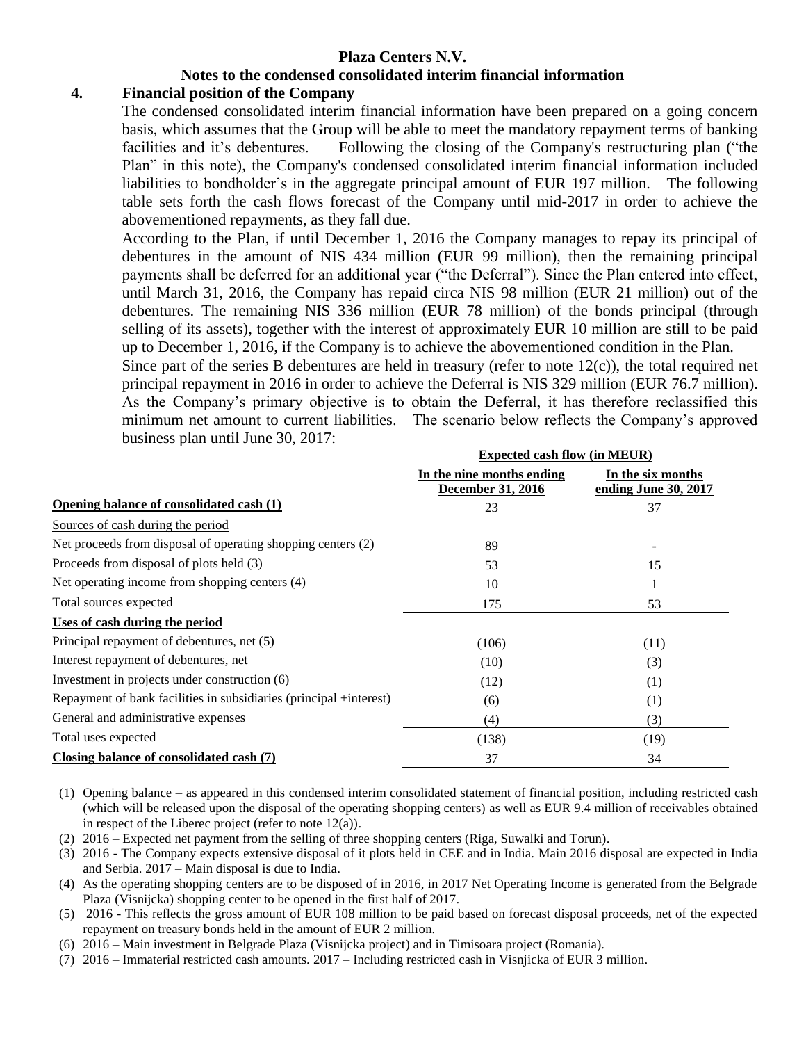**Plaza Centers N.V.**

**Notes to the condensed consolidated interim financial information**

## 4. Financial position of the Company

The condensed consolidated interim financial information have been prepared on a going concern basis, which assumes that the Group will be able to meet the mandatory repayment terms of banking facilities and it's debentures. Following the closing of the Company's restructuring plan ("the Plan" in this note), the Company's condensed consolidated interim financial information included liabilities to bondholder's in the aggregate principal amount of EUR 197 million. The following table sets forth the cash flows forecast of the Company until mid-2017 in order to achieve the abovementioned repayments, as they fall due.

According to the Plan, if until December 1, 2016 the Company manages to repay its principal of debentures in the amount of NIS 434 million (EUR 99 million), then the remaining principal payments shall be deferred for an additional year ("the Deferral"). Since the Plan entered into effect, until March 31, 2016, the Company has repaid circa NIS 98 million (EUR 21 million) out of the debentures. The remaining NIS 336 million (EUR 78 million) of the bonds principal (through selling of its assets), together with the interest of approximately EUR 10 million are still to be paid up to December 1, 2016, if the Company is to achieve the abovementioned condition in the Plan.

Since part of the series B debentures are held in treasury (refer to note 12(c)), the total required net principal repayment in 2016 in order to achieve the Deferral is NIS 329 million (EUR 76.7 million). As the Company's primary objective is to obtain the Deferral, it has therefore reclassified this minimum net amount to current liabilities. The scenario below reflects the Company's approved business plan until June 30, 2017:

| | Expected cash flow (in MEUR) | |
|---|---|---|
| | In the nine months ending December 31, 2016 | In the six months ending June 30, 2017 |
| **Opening balance of consolidated cash (1)** | 23 | 37 |
| Sources of cash during the period | | |
| Net proceeds from disposal of operating shopping centers (2) | 89 | - |
| Proceeds from disposal of plots held (3) | 53 | 15 |
| Net operating income from shopping centers (4) | 10 | 1 |
| Total sources expected | 175 | 53 |
| **Uses of cash during the period** | | |
| Principal repayment of debentures, net (5) | (106) | (11) |
| Interest repayment of debentures, net | (10) | (3) |
| Investment in projects under construction (6) | (12) | (1) |
| Repayment of bank facilities in subsidiaries (principal +interest) | (6) | (1) |
| General and administrative expenses | (4) | (3) |
| Total uses expected | (138) | (19) |
| **Closing balance of consolidated cash (7)** | 37 | 34 |

(1) Opening balance – as appeared in this condensed interim consolidated statement of financial position, including restricted cash (which will be released upon the disposal of the operating shopping centers) as well as EUR 9.4 million of receivables obtained in respect of the Liberec project (refer to note 12(a)).

(2) 2016 – Expected net payment from the selling of three shopping centers (Riga, Suwalki and Torun).

(3) 2016 - The Company expects extensive disposal of it plots held in CEE and in India. Main 2016 disposal are expected in India and Serbia. 2017 – Main disposal is due to India.

(4) As the operating shopping centers are to be disposed of in 2016, in 2017 Net Operating Income is generated from the Belgrade Plaza (Visnijcka) shopping center to be opened in the first half of 2017.

(5) 2016 - This reflects the gross amount of EUR 108 million to be paid based on forecast disposal proceeds, net of the expected repayment on treasury bonds held in the amount of EUR 2 million.

(6) 2016 – Main investment in Belgrade Plaza (Visnijcka project) and in Timisoara project (Romania).

(7) 2016 – Immaterial restricted cash amounts. 2017 – Including restricted cash in Visnjicka of EUR 3 million.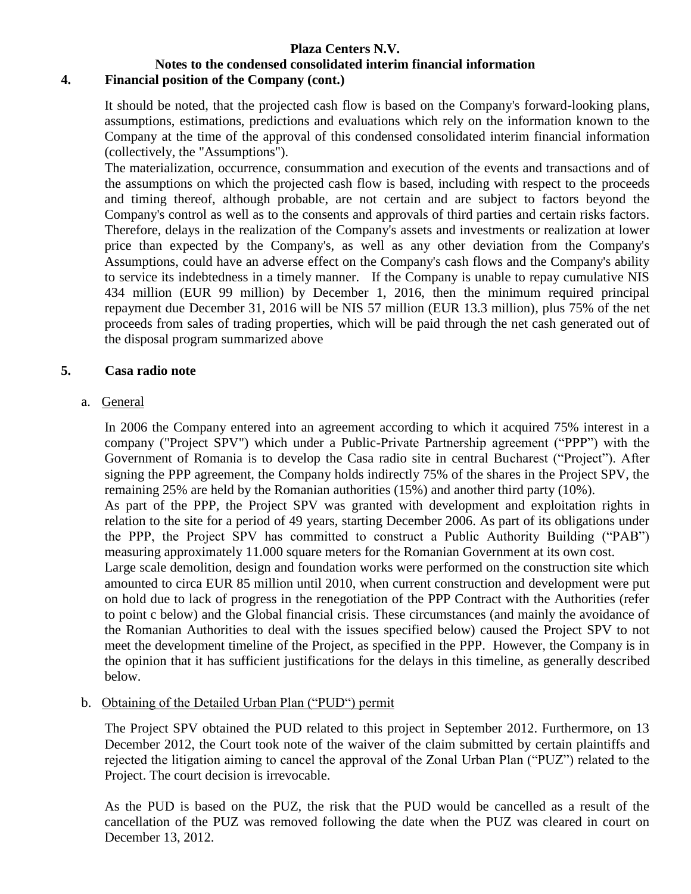**Plaza Centers N.V.**

**Notes to the condensed consolidated interim financial information**

## 4. Financial position of the Company (cont.)

It should be noted, that the projected cash flow is based on the Company's forward-looking plans, assumptions, estimations, predictions and evaluations which rely on the information known to the Company at the time of the approval of this condensed consolidated interim financial information (collectively, the "Assumptions").

The materialization, occurrence, consummation and execution of the events and transactions and of the assumptions on which the projected cash flow is based, including with respect to the proceeds and timing thereof, although probable, are not certain and are subject to factors beyond the Company's control as well as to the consents and approvals of third parties and certain risks factors. Therefore, delays in the realization of the Company's assets and investments or realization at lower price than expected by the Company's, as well as any other deviation from the Company's Assumptions, could have an adverse effect on the Company's cash flows and the Company's ability to service its indebtedness in a timely manner. If the Company is unable to repay cumulative NIS 434 million (EUR 99 million) by December 1, 2016, then the minimum required principal repayment due December 31, 2016 will be NIS 57 million (EUR 13.3 million), plus 75% of the net proceeds from sales of trading properties, which will be paid through the net cash generated out of the disposal program summarized above

## 5. Casa radio note

a. General

In 2006 the Company entered into an agreement according to which it acquired 75% interest in a company ("Project SPV") which under a Public-Private Partnership agreement ("PPP") with the Government of Romania is to develop the Casa radio site in central Bucharest ("Project"). After signing the PPP agreement, the Company holds indirectly 75% of the shares in the Project SPV, the remaining 25% are held by the Romanian authorities (15%) and another third party (10%).

As part of the PPP, the Project SPV was granted with development and exploitation rights in relation to the site for a period of 49 years, starting December 2006. As part of its obligations under the PPP, the Project SPV has committed to construct a Public Authority Building ("PAB") measuring approximately 11.000 square meters for the Romanian Government at its own cost.

Large scale demolition, design and foundation works were performed on the construction site which amounted to circa EUR 85 million until 2010, when current construction and development were put on hold due to lack of progress in the renegotiation of the PPP Contract with the Authorities (refer to point c below) and the Global financial crisis. These circumstances (and mainly the avoidance of the Romanian Authorities to deal with the issues specified below) caused the Project SPV to not meet the development timeline of the Project, as specified in the PPP. However, the Company is in the opinion that it has sufficient justifications for the delays in this timeline, as generally described below.

b. Obtaining of the Detailed Urban Plan ("PUD") permit

The Project SPV obtained the PUD related to this project in September 2012. Furthermore, on 13 December 2012, the Court took note of the waiver of the claim submitted by certain plaintiffs and rejected the litigation aiming to cancel the approval of the Zonal Urban Plan ("PUZ") related to the Project. The court decision is irrevocable.

As the PUD is based on the PUZ, the risk that the PUD would be cancelled as a result of the cancellation of the PUZ was removed following the date when the PUZ was cleared in court on December 13, 2012.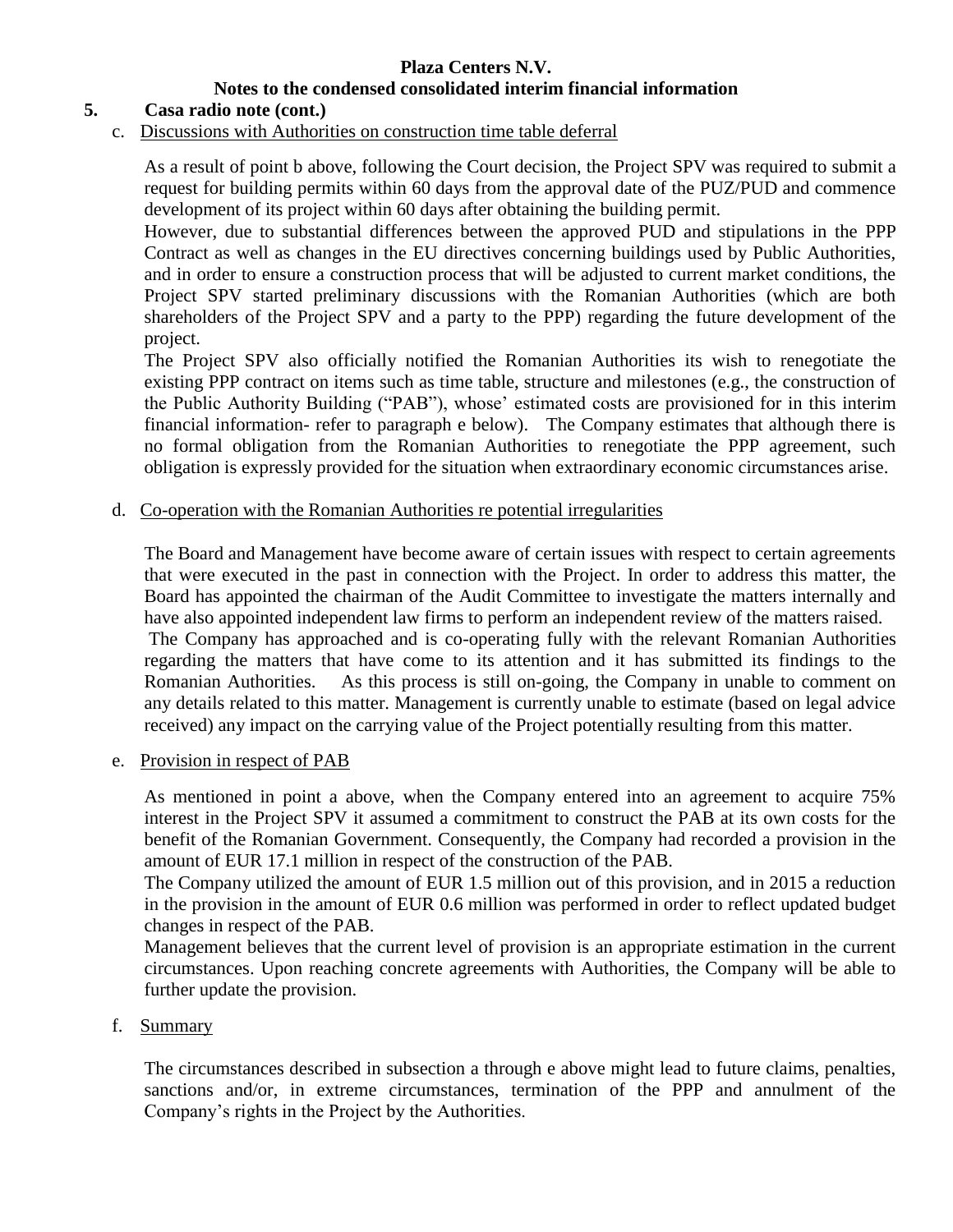**Plaza Centers N.V.**
**Notes to the condensed consolidated interim financial information**

## 5. Casa radio note (cont.)

c. Discussions with Authorities on construction time table deferral

As a result of point b above, following the Court decision, the Project SPV was required to submit a request for building permits within 60 days from the approval date of the PUZ/PUD and commence development of its project within 60 days after obtaining the building permit.

However, due to substantial differences between the approved PUD and stipulations in the PPP Contract as well as changes in the EU directives concerning buildings used by Public Authorities, and in order to ensure a construction process that will be adjusted to current market conditions, the Project SPV started preliminary discussions with the Romanian Authorities (which are both shareholders of the Project SPV and a party to the PPP) regarding the future development of the project.

The Project SPV also officially notified the Romanian Authorities its wish to renegotiate the existing PPP contract on items such as time table, structure and milestones (e.g., the construction of the Public Authority Building ("PAB"), whose' estimated costs are provisioned for in this interim financial information- refer to paragraph e below). The Company estimates that although there is no formal obligation from the Romanian Authorities to renegotiate the PPP agreement, such obligation is expressly provided for the situation when extraordinary economic circumstances arise.

d. Co-operation with the Romanian Authorities re potential irregularities

The Board and Management have become aware of certain issues with respect to certain agreements that were executed in the past in connection with the Project. In order to address this matter, the Board has appointed the chairman of the Audit Committee to investigate the matters internally and have also appointed independent law firms to perform an independent review of the matters raised.

The Company has approached and is co-operating fully with the relevant Romanian Authorities regarding the matters that have come to its attention and it has submitted its findings to the Romanian Authorities. As this process is still on-going, the Company in unable to comment on any details related to this matter. Management is currently unable to estimate (based on legal advice received) any impact on the carrying value of the Project potentially resulting from this matter.

e. Provision in respect of PAB

As mentioned in point a above, when the Company entered into an agreement to acquire 75% interest in the Project SPV it assumed a commitment to construct the PAB at its own costs for the benefit of the Romanian Government. Consequently, the Company had recorded a provision in the amount of EUR 17.1 million in respect of the construction of the PAB.

The Company utilized the amount of EUR 1.5 million out of this provision, and in 2015 a reduction in the provision in the amount of EUR 0.6 million was performed in order to reflect updated budget changes in respect of the PAB.

Management believes that the current level of provision is an appropriate estimation in the current circumstances. Upon reaching concrete agreements with Authorities, the Company will be able to further update the provision.

f. Summary

The circumstances described in subsection a through e above might lead to future claims, penalties, sanctions and/or, in extreme circumstances, termination of the PPP and annulment of the Company's rights in the Project by the Authorities.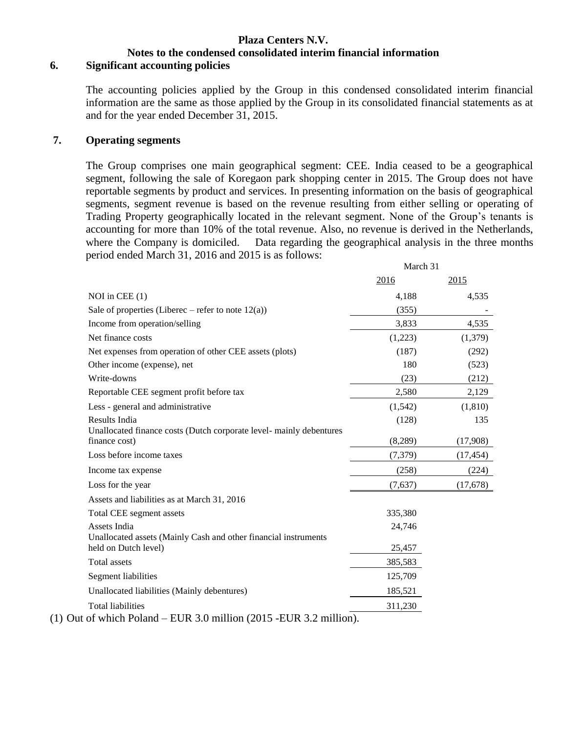**Plaza Centers N.V.**

**Notes to the condensed consolidated interim financial information**

## 6. Significant accounting policies

The accounting policies applied by the Group in this condensed consolidated interim financial information are the same as those applied by the Group in its consolidated financial statements as at and for the year ended December 31, 2015.

## 7. Operating segments

The Group comprises one main geographical segment: CEE. India ceased to be a geographical segment, following the sale of Koregaon park shopping center in 2015. The Group does not have reportable segments by product and services. In presenting information on the basis of geographical segments, segment revenue is based on the revenue resulting from either selling or operating of Trading Property geographically located in the relevant segment. None of the Group's tenants is accounting for more than 10% of the total revenue. Also, no revenue is derived in the Netherlands, where the Company is domiciled. Data regarding the geographical analysis in the three months period ended March 31, 2016 and 2015 is as follows:

| | March 31 | |
|---|---|---|
| | 2016 | 2015 |
| NOI in CEE (1) | 4,188 | 4,535 |
| Sale of properties (Liberec – refer to note 12(a)) | (355) | - |
| Income from operation/selling | 3,833 | 4,535 |
| Net finance costs | (1,223) | (1,379) |
| Net expenses from operation of other CEE assets (plots) | (187) | (292) |
| Other income (expense), net | 180 | (523) |
| Write-downs | (23) | (212) |
| Reportable CEE segment profit before tax | 2,580 | 2,129 |
| Less - general and administrative | (1,542) | (1,810) |
| Results India | (128) | 135 |
| Unallocated finance costs (Dutch corporate level- mainly debentures finance cost) | (8,289) | (17,908) |
| Loss before income taxes | (7,379) | (17,454) |
| Income tax expense | (258) | (224) |
| Loss for the year | (7,637) | (17,678) |
| Assets and liabilities as at March 31, 2016 | | |
| Total CEE segment assets | 335,380 | |
| Assets India | 24,746 | |
| Unallocated assets (Mainly Cash and other financial instruments held on Dutch level) | 25,457 | |
| Total assets | 385,583 | |
| Segment liabilities | 125,709 | |
| Unallocated liabilities (Mainly debentures) | 185,521 | |
| Total liabilities | 311,230 | |

(1) Out of which Poland – EUR 3.0 million (2015 -EUR 3.2 million).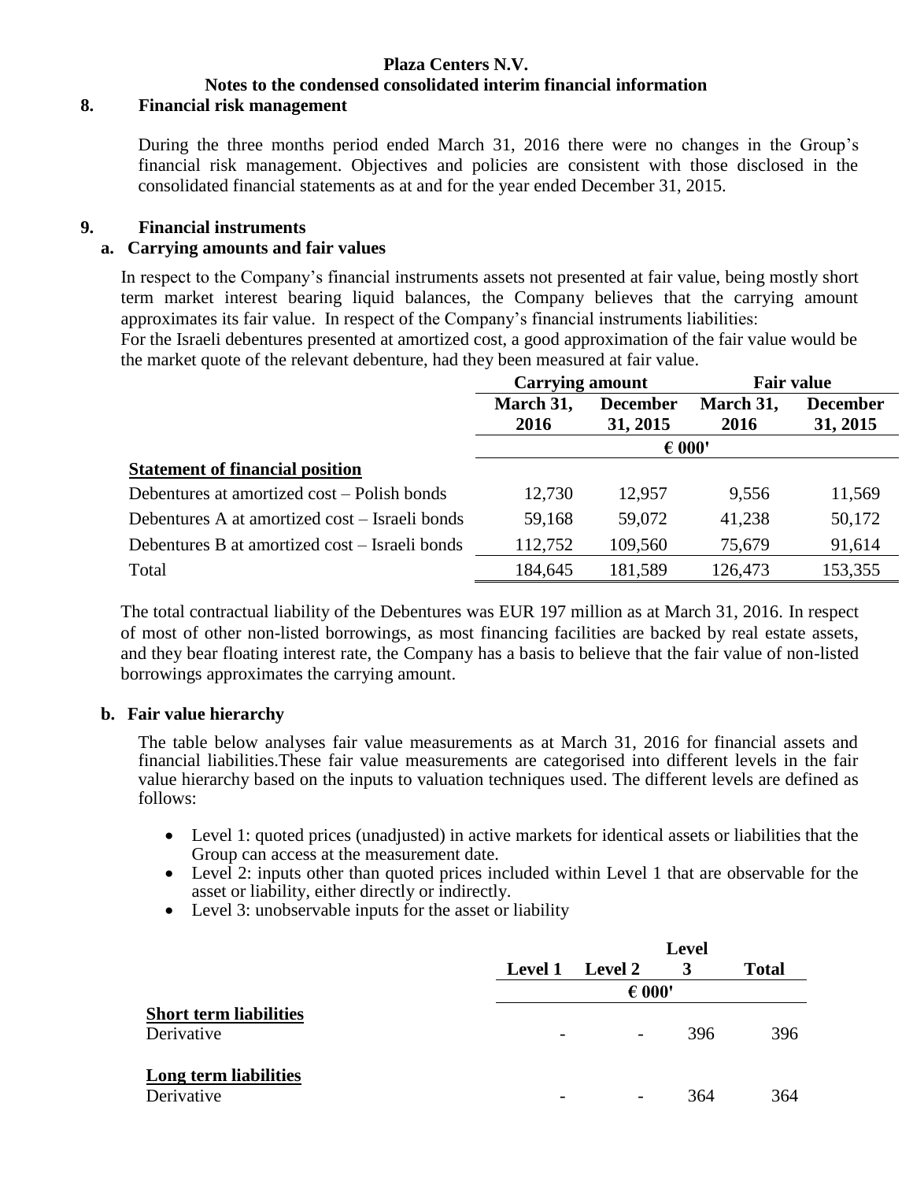**Plaza Centers N.V.**
**Notes to the condensed consolidated interim financial information**

## 8. Financial risk management

During the three months period ended March 31, 2016 there were no changes in the Group's financial risk management. Objectives and policies are consistent with those disclosed in the consolidated financial statements as at and for the year ended December 31, 2015.

## 9. Financial instruments

### a. Carrying amounts and fair values

In respect to the Company's financial instruments assets not presented at fair value, being mostly short term market interest bearing liquid balances, the Company believes that the carrying amount approximates its fair value. In respect of the Company's financial instruments liabilities:
For the Israeli debentures presented at amortized cost, a good approximation of the fair value would be the market quote of the relevant debenture, had they been measured at fair value.

| | Carrying amount | | Fair value | |
|---|---|---|---|---|
| | March 31, 2016 | December 31, 2015 | March 31, 2016 | December 31, 2015 |
| | € 000' | | | |
| **Statement of financial position** | | | | |
| Debentures at amortized cost – Polish bonds | 12,730 | 12,957 | 9,556 | 11,569 |
| Debentures A at amortized cost – Israeli bonds | 59,168 | 59,072 | 41,238 | 50,172 |
| Debentures B at amortized cost – Israeli bonds | 112,752 | 109,560 | 75,679 | 91,614 |
| Total | 184,645 | 181,589 | 126,473 | 153,355 |

The total contractual liability of the Debentures was EUR 197 million as at March 31, 2016. In respect of most of other non-listed borrowings, as most financing facilities are backed by real estate assets, and they bear floating interest rate, the Company has a basis to believe that the fair value of non-listed borrowings approximates the carrying amount.

### b. Fair value hierarchy

The table below analyses fair value measurements as at March 31, 2016 for financial assets and financial liabilities.These fair value measurements are categorised into different levels in the fair value hierarchy based on the inputs to valuation techniques used. The different levels are defined as follows:

- Level 1: quoted prices (unadjusted) in active markets for identical assets or liabilities that the Group can access at the measurement date.
- Level 2: inputs other than quoted prices included within Level 1 that are observable for the asset or liability, either directly or indirectly.
- Level 3: unobservable inputs for the asset or liability

| | Level 1 | Level 2 | Level 3 | Total |
|---|---|---|---|---|
| | € 000' | | | |
| **Short term liabilities** | | | | |
| Derivative | - | - | 396 | 396 |
| **Long term liabilities** | | | | |
| Derivative | - | - | 364 | 364 |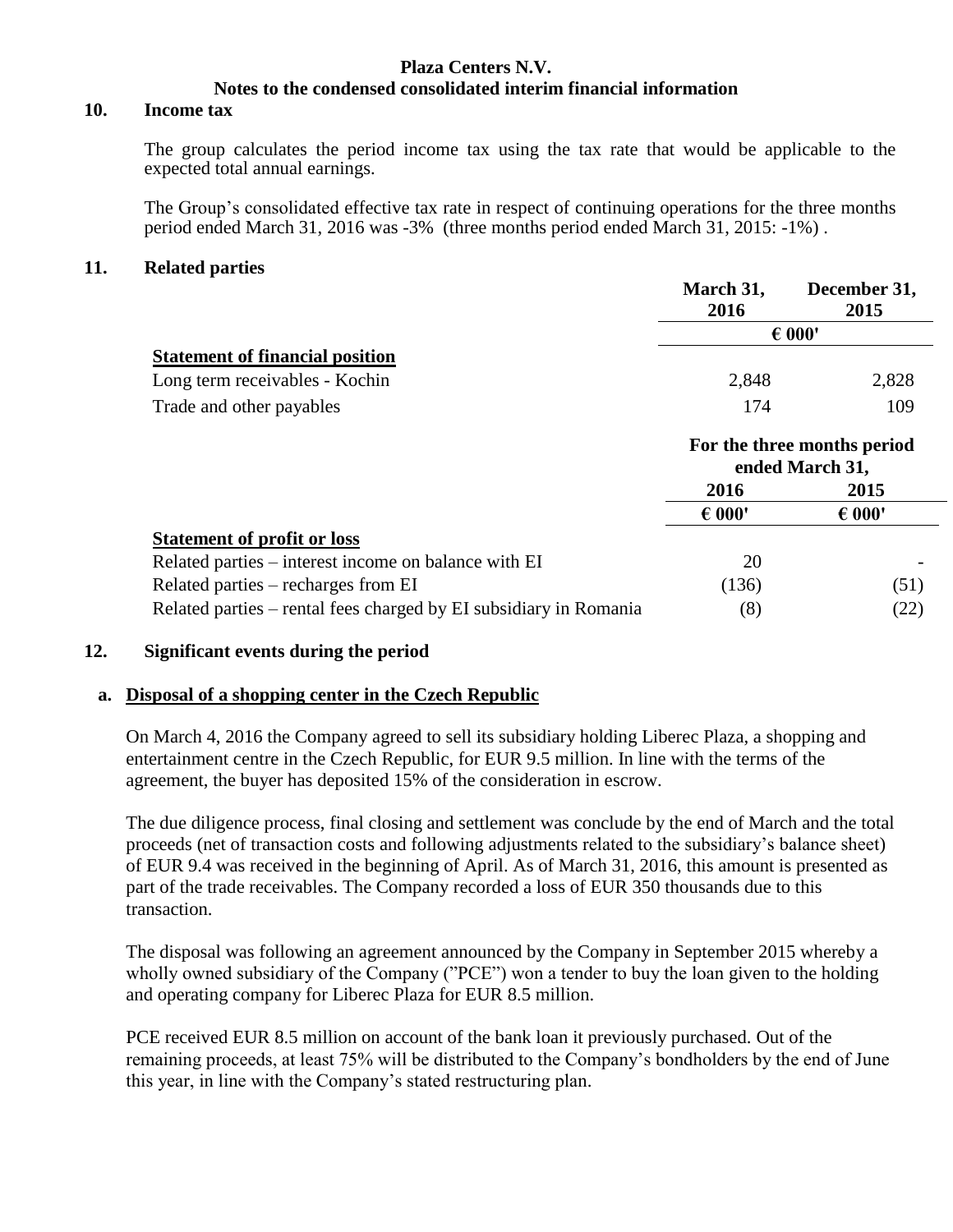**Plaza Centers N.V.**
**Notes to the condensed consolidated interim financial information**

## 10. Income tax

The group calculates the period income tax using the tax rate that would be applicable to the expected total annual earnings.

The Group's consolidated effective tax rate in respect of continuing operations for the three months period ended March 31, 2016 was -3% (three months period ended March 31, 2015: -1%) .

## 11. Related parties

| | March 31, 2016 | December 31, 2015 |
|---|---|---|
| | € 000' | |
| **Statement of financial position** | | |
| Long term receivables - Kochin | 2,848 | 2,828 |
| Trade and other payables | 174 | 109 |

| | For the three months period ended March 31, | |
|---|---|---|
| | 2016 | 2015 |
| | € 000' | € 000' |
| **Statement of profit or loss** | | |
| Related parties – interest income on balance with EI | 20 | - |
| Related parties – recharges from EI | (136) | (51) |
| Related parties – rental fees charged by EI subsidiary in Romania | (8) | (22) |

## 12. Significant events during the period

### a. Disposal of a shopping center in the Czech Republic

On March 4, 2016 the Company agreed to sell its subsidiary holding Liberec Plaza, a shopping and entertainment centre in the Czech Republic, for EUR 9.5 million. In line with the terms of the agreement, the buyer has deposited 15% of the consideration in escrow.

The due diligence process, final closing and settlement was conclude by the end of March and the total proceeds (net of transaction costs and following adjustments related to the subsidiary's balance sheet) of EUR 9.4 was received in the beginning of April. As of March 31, 2016, this amount is presented as part of the trade receivables. The Company recorded a loss of EUR 350 thousands due to this transaction.

The disposal was following an agreement announced by the Company in September 2015 whereby a wholly owned subsidiary of the Company ("PCE") won a tender to buy the loan given to the holding and operating company for Liberec Plaza for EUR 8.5 million.

PCE received EUR 8.5 million on account of the bank loan it previously purchased. Out of the remaining proceeds, at least 75% will be distributed to the Company's bondholders by the end of June this year, in line with the Company's stated restructuring plan.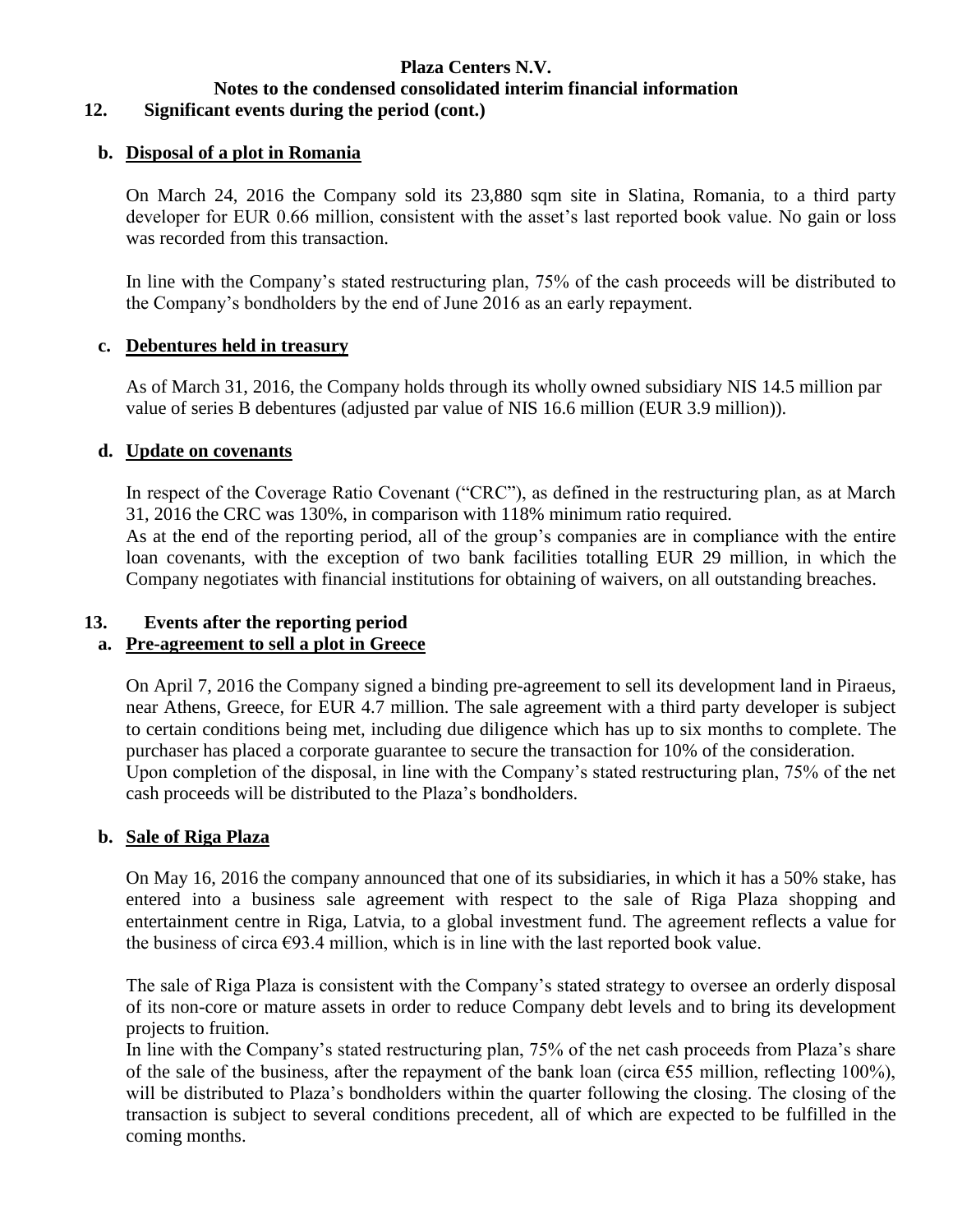**Plaza Centers N.V.**

**Notes to the condensed consolidated interim financial information**

## 12. Significant events during the period (cont.)

### b. Disposal of a plot in Romania

On March 24, 2016 the Company sold its 23,880 sqm site in Slatina, Romania, to a third party developer for EUR 0.66 million, consistent with the asset's last reported book value. No gain or loss was recorded from this transaction.

In line with the Company's stated restructuring plan, 75% of the cash proceeds will be distributed to the Company's bondholders by the end of June 2016 as an early repayment.

### c. Debentures held in treasury

As of March 31, 2016, the Company holds through its wholly owned subsidiary NIS 14.5 million par value of series B debentures (adjusted par value of NIS 16.6 million (EUR 3.9 million)).

### d. Update on covenants

In respect of the Coverage Ratio Covenant ("CRC"), as defined in the restructuring plan, as at March 31, 2016 the CRC was 130%, in comparison with 118% minimum ratio required.

As at the end of the reporting period, all of the group's companies are in compliance with the entire loan covenants, with the exception of two bank facilities totalling EUR 29 million, in which the Company negotiates with financial institutions for obtaining of waivers, on all outstanding breaches.

## 13. Events after the reporting period

### a. Pre-agreement to sell a plot in Greece

On April 7, 2016 the Company signed a binding pre-agreement to sell its development land in Piraeus, near Athens, Greece, for EUR 4.7 million. The sale agreement with a third party developer is subject to certain conditions being met, including due diligence which has up to six months to complete. The purchaser has placed a corporate guarantee to secure the transaction for 10% of the consideration.

Upon completion of the disposal, in line with the Company's stated restructuring plan, 75% of the net cash proceeds will be distributed to the Plaza's bondholders.

### b. Sale of Riga Plaza

On May 16, 2016 the company announced that one of its subsidiaries, in which it has a 50% stake, has entered into a business sale agreement with respect to the sale of Riga Plaza shopping and entertainment centre in Riga, Latvia, to a global investment fund. The agreement reflects a value for the business of circa €93.4 million, which is in line with the last reported book value.

The sale of Riga Plaza is consistent with the Company's stated strategy to oversee an orderly disposal of its non-core or mature assets in order to reduce Company debt levels and to bring its development projects to fruition.

In line with the Company's stated restructuring plan, 75% of the net cash proceeds from Plaza's share of the sale of the business, after the repayment of the bank loan (circa €55 million, reflecting 100%), will be distributed to Plaza's bondholders within the quarter following the closing. The closing of the transaction is subject to several conditions precedent, all of which are expected to be fulfilled in the coming months.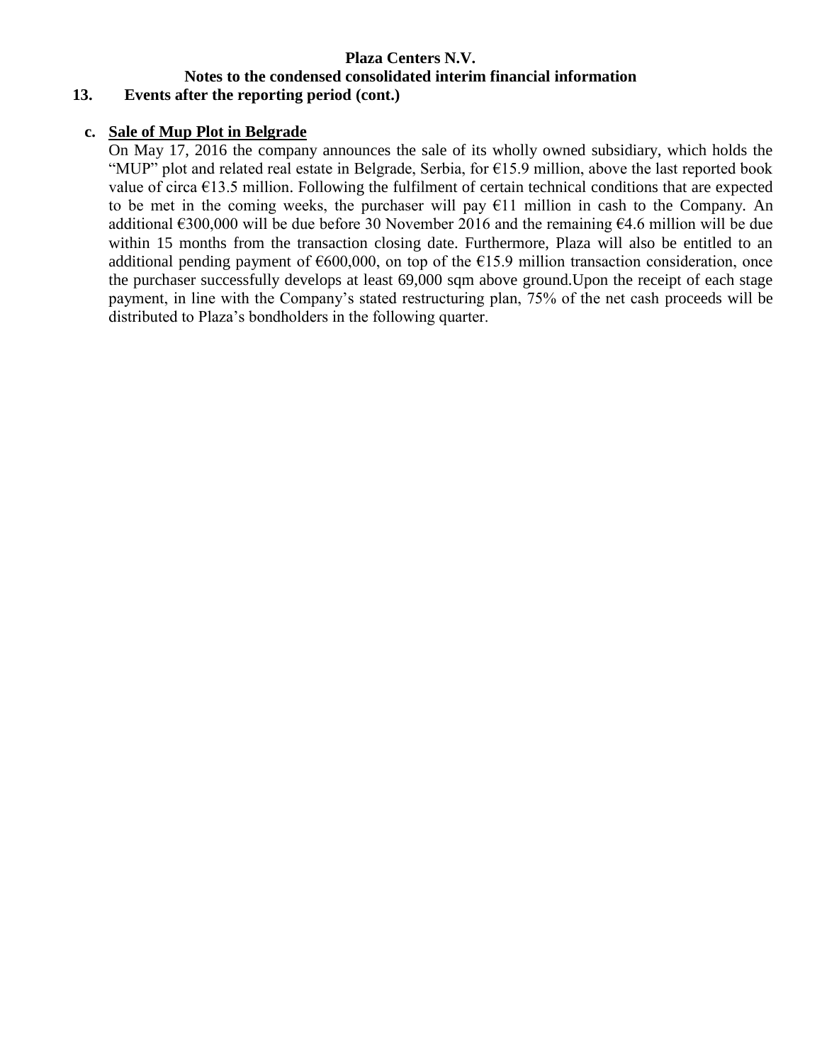**Plaza Centers N.V.**

**Notes to the condensed consolidated interim financial information**

## 13. Events after the reporting period (cont.)

**c. <u>Sale of Mup Plot in Belgrade</u>**

On May 17, 2016 the company announces the sale of its wholly owned subsidiary, which holds the "MUP" plot and related real estate in Belgrade, Serbia, for €15.9 million, above the last reported book value of circa €13.5 million. Following the fulfilment of certain technical conditions that are expected to be met in the coming weeks, the purchaser will pay €11 million in cash to the Company. An additional €300,000 will be due before 30 November 2016 and the remaining €4.6 million will be due within 15 months from the transaction closing date. Furthermore, Plaza will also be entitled to an additional pending payment of €600,000, on top of the €15.9 million transaction consideration, once the purchaser successfully develops at least 69,000 sqm above ground.Upon the receipt of each stage payment, in line with the Company's stated restructuring plan, 75% of the net cash proceeds will be distributed to Plaza's bondholders in the following quarter.